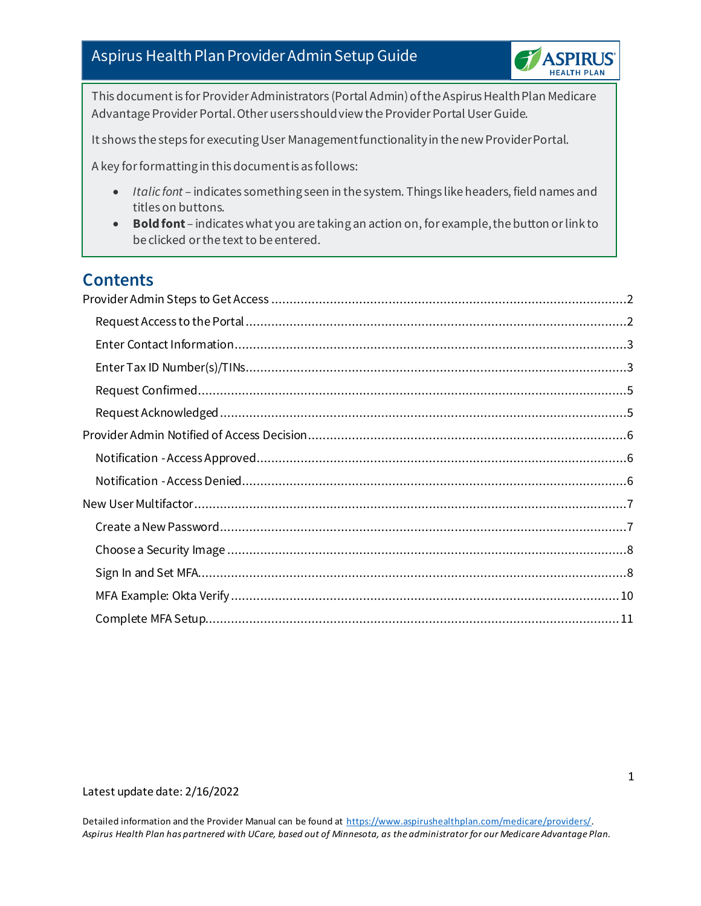# Aspirus Health Plan Provider Admin Setup Guide

This document is for Provider Administrators (Portal Admin) of the Aspirus Health Plan Medicare Advantage Provider Portal. Other users should view the Provider Portal User Guide.

It shows the steps for executing User Management functionality in the new Provider Portal.

A key for formatting in this document is as follows:

- *Italic font* – indicates something seen in the system. Things like headers, field names and titles on buttons.
- **Bold font** – indicates what you are taking an action on, for example, the button or link to be clicked or the text to be entered.

## Contents

- Provider Admin Steps to Get Access ........ 2
  - Request Access to the Portal ........ 2
  - Enter Contact Information ........ 3
  - Enter Tax ID Number(s)/TINs ........ 3
  - Request Confirmed ........ 5
  - Request Acknowledged ........ 5
- Provider Admin Notified of Access Decision ........ 6
  - Notification - Access Approved ........ 6
  - Notification - Access Denied ........ 6
- New User Multifactor ........ 7
  - Create a New Password ........ 7
  - Choose a Security Image ........ 8
  - Sign In and Set MFA ........ 8
  - MFA Example: Okta Verify ........ 10
  - Complete MFA Setup ........ 11

Latest update date: 2/16/2022

Detailed information and the Provider Manual can be found at https://www.aspirushealthplan.com/medicare/providers/.
*Aspirus Health Plan has partnered with UCare, based out of Minnesota, as the administrator for our Medicare Advantage Plan.*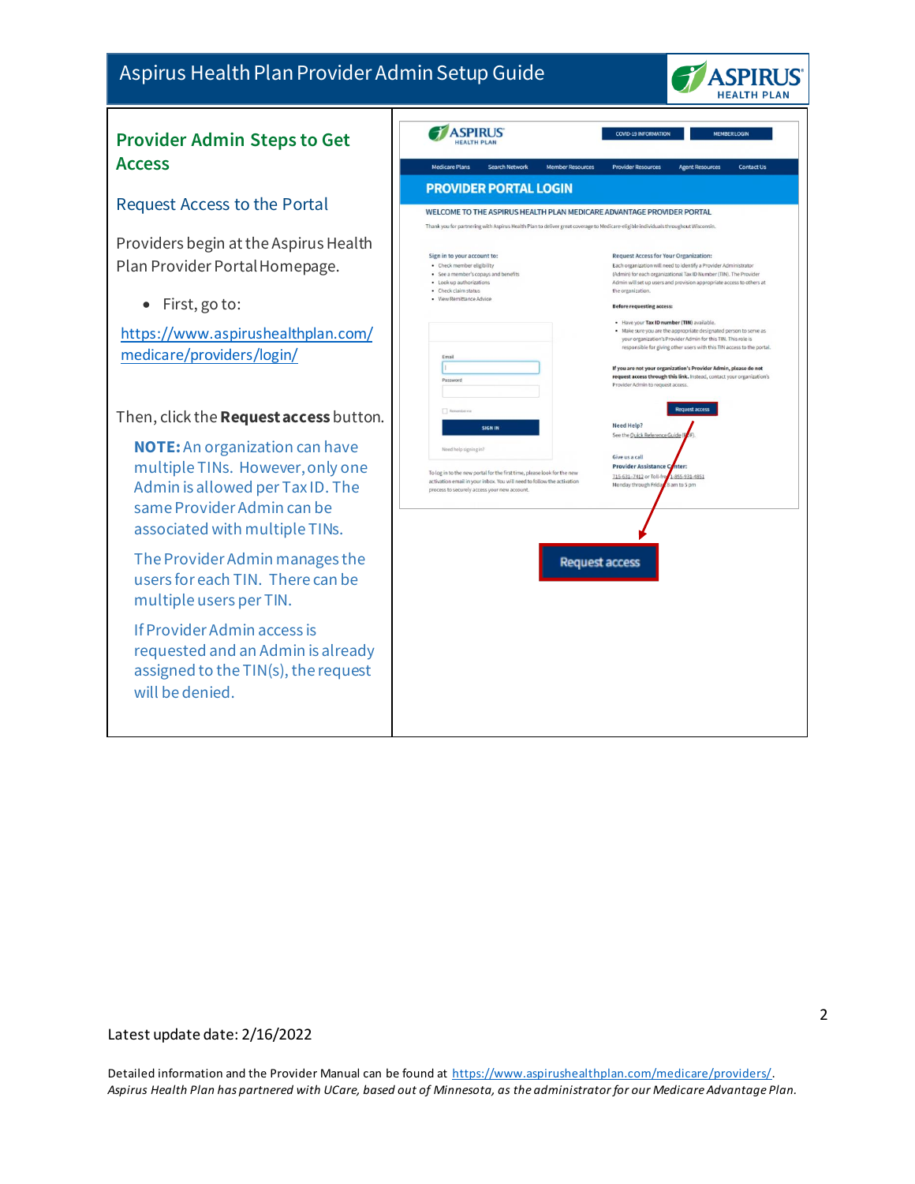## Provider Admin Steps to Get Access

### Request Access to the Portal

Providers begin at the Aspirus Health Plan Provider Portal Homepage.

- First, go to:

https://www.aspirushealthplan.com/medicare/providers/login/

Then, click the **Request access** button.

**NOTE:** An organization can have multiple TINs. However, only one Admin is allowed per Tax ID. The same Provider Admin can be associated with multiple TINs.

The Provider Admin manages the users for each TIN. There can be multiple users per TIN.

If Provider Admin access is requested and an Admin is already assigned to the TIN(s), the request will be denied.

Latest update date: 2/16/2022

Detailed information and the Provider Manual can be found at https://www.aspirushealthplan.com/medicare/providers/.
*Aspirus Health Plan has partnered with UCare, based out of Minnesota, as the administrator for our Medicare Advantage Plan.*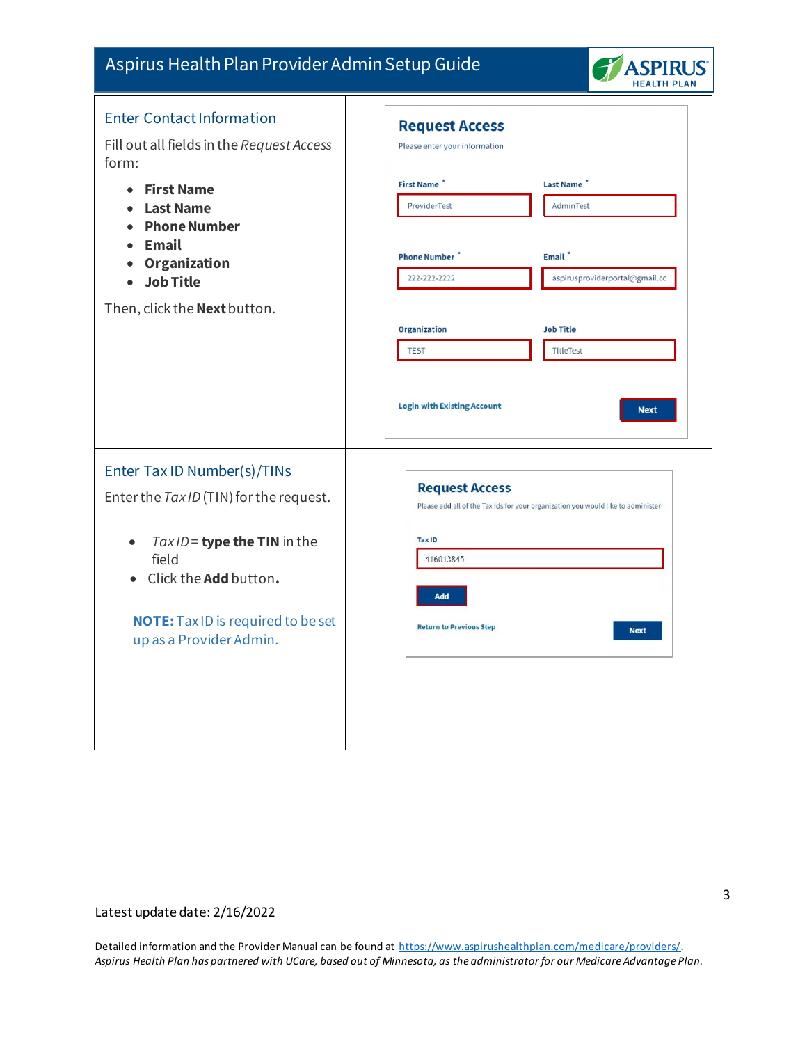## Enter Contact Information

Fill out all fields in the *Request Access* form:

- **First Name**
- **Last Name**
- **Phone Number**
- **Email**
- **Organization**
- **Job Title**

Then, click the **Next** button.

**Request Access**

Please enter your information

First Name *: ProviderTest
Last Name *: AdminTest
Phone Number *: 222-222-2222
Email *: aspirusproviderportal@gmail.cc
Organization: TEST
Job Title: TitleTest

Login with Existing Account | Next

## Enter Tax ID Number(s)/TINs

Enter the *Tax ID* (TIN) for the request.

- *Tax ID* = **type the TIN** in the field
- Click the **Add** button**.**

**NOTE:** Tax ID is required to be set up as a Provider Admin.

**Request Access**

Please add all of the Tax Ids for your organization you would like to administer

Tax ID: 416013845

Add

Return to Previous Step | Next

Latest update date: 2/16/2022

Detailed information and the Provider Manual can be found at https://www.aspirushealthplan.com/medicare/providers/.
*Aspirus Health Plan has partnered with UCare, based out of Minnesota, as the administrator for our Medicare Advantage Plan.*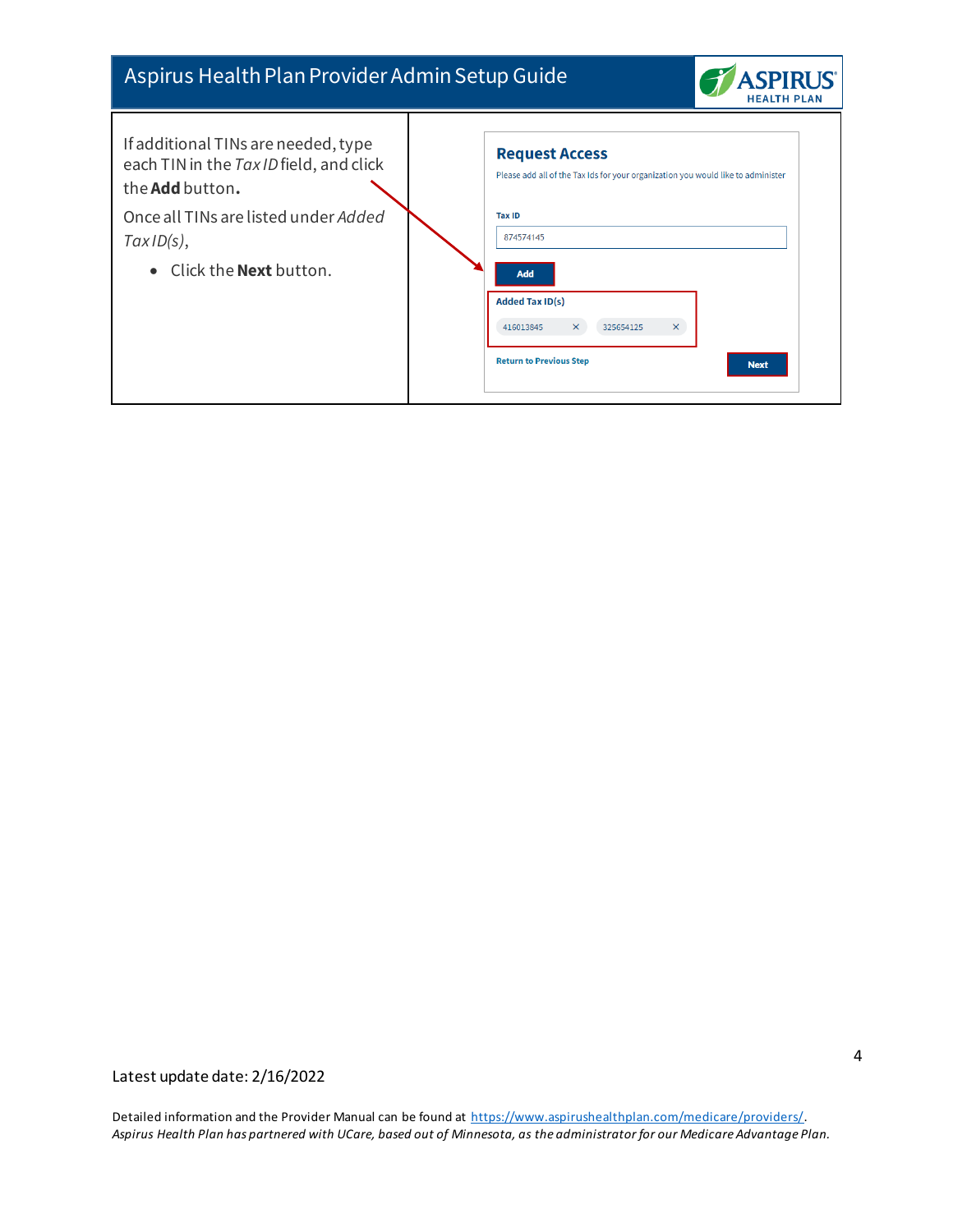If additional TINs are needed, type each TIN in the *Tax ID* field, and click the **Add** button.

Once all TINs are listed under *Added Tax ID(s)*,

- Click the **Next** button.

**Request Access**

Please add all of the Tax Ids for your organization you would like to administer

Tax ID

874574145

Add

Added Tax ID(s)

416013845 ×  325654125 ×

Return to Previous Step

Next

Latest update date: 2/16/2022

Detailed information and the Provider Manual can be found at https://www.aspirushealthplan.com/medicare/providers/.
*Aspirus Health Plan has partnered with UCare, based out of Minnesota, as the administrator for our Medicare Advantage Plan.*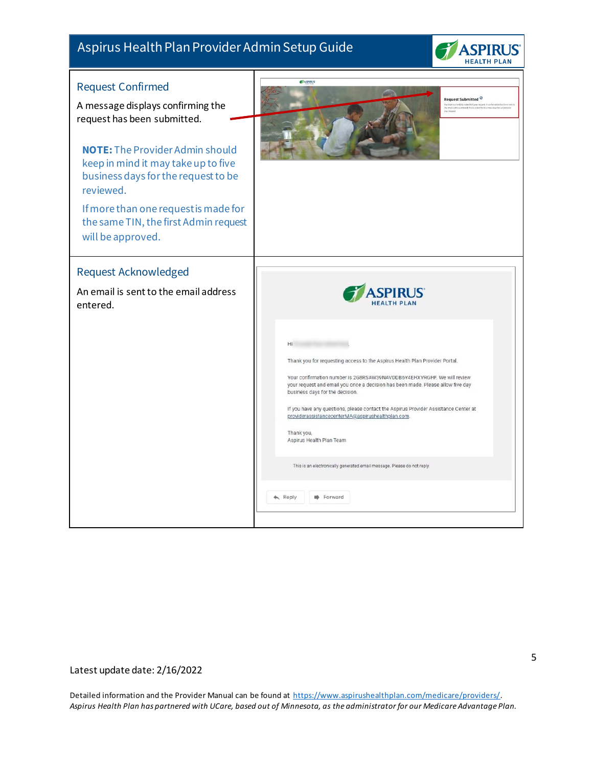## Request Confirmed

A message displays confirming the request has been submitted.

**NOTE:** The Provider Admin should keep in mind it may take up to five business days for the request to be reviewed.

If more than one request is made for the same TIN, the first Admin request will be approved.

## Request Acknowledged

An email is sent to the email address entered.

Hi

Thank you for requesting access to the Aspirus Health Plan Provider Portal.

Your confirmation number is 2G8RSAW39NAVDDB6Y4EHXVRGHF. We will review your request and email you once a decision has been made. Please allow five day business days for the decision.

If you have any questions, please contact the Aspirus Provider Assistance Center at providerassistancecenterMA@aspirushealthplan.com.

Thank you,
Aspirus Health Plan Team

This is an electronically generated email message. Please do not reply.

Latest update date: 2/16/2022

Detailed information and the Provider Manual can be found at https://www.aspirushealthplan.com/medicare/providers/.
*Aspirus Health Plan has partnered with UCare, based out of Minnesota, as the administrator for our Medicare Advantage Plan.*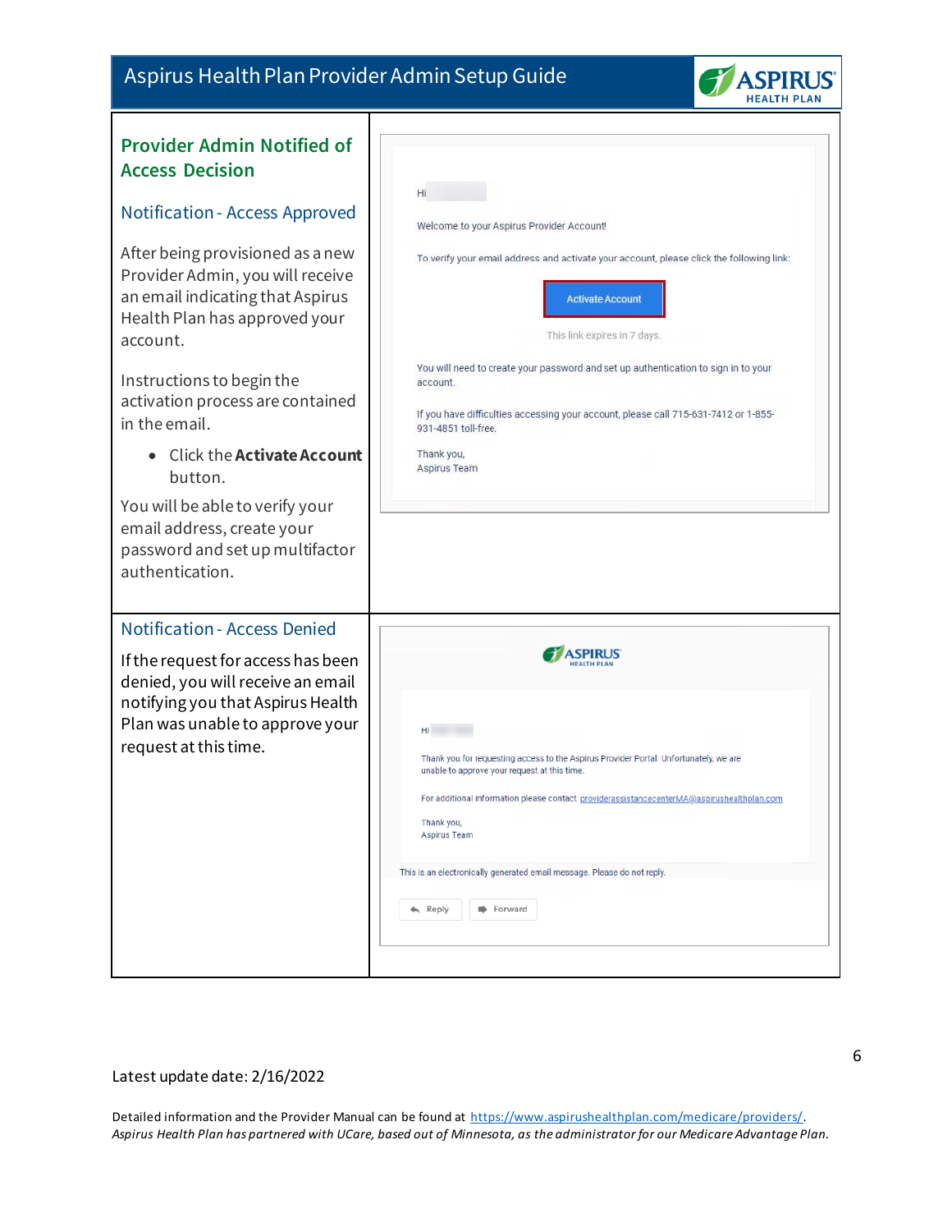## Provider Admin Notified of Access Decision

### Notification - Access Approved

After being provisioned as a new Provider Admin, you will receive an email indicating that Aspirus Health Plan has approved your account.

Instructions to begin the activation process are contained in the email.

- Click the **Activate Account** button.

You will be able to verify your email address, create your password and set up multifactor authentication.

Hi

Welcome to your Aspirus Provider Account!

To verify your email address and activate your account, please click the following link:

Activate Account

This link expires in 7 days.

You will need to create your password and set up authentication to sign in to your account.

If you have difficulties accessing your account, please call 715-631-7412 or 1-855-931-4851 toll-free.

Thank you,
Aspirus Team

### Notification - Access Denied

If the request for access has been denied, you will receive an email notifying you that Aspirus Health Plan was unable to approve your request at this time.

Hi

Thank you for requesting access to the Aspirus Provider Portal. Unfortunately, we are unable to approve your request at this time.

For additional information please contact providerassistancecenterMA@aspirushealthplan.com

Thank you,
Aspirus Team

This is an electronically generated email message. Please do not reply.

Reply Forward

Latest update date: 2/16/2022

Detailed information and the Provider Manual can be found at https://www.aspirushealthplan.com/medicare/providers/.
*Aspirus Health Plan has partnered with UCare, based out of Minnesota, as the administrator for our Medicare Advantage Plan.*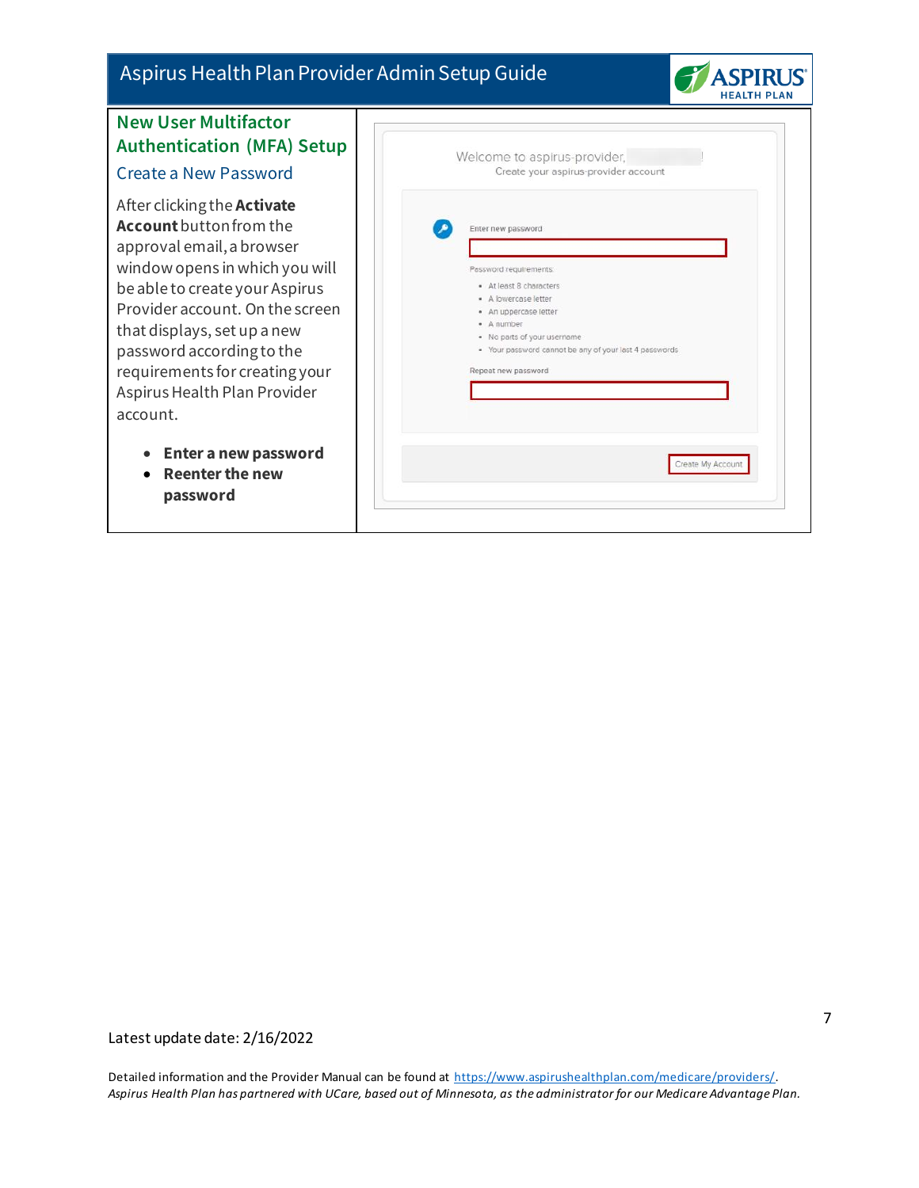## New User Multifactor Authentication (MFA) Setup

### Create a New Password

After clicking the **Activate Account** button from the approval email, a browser window opens in which you will be able to create your Aspirus Provider account. On the screen that displays, set up a new password according to the requirements for creating your Aspirus Health Plan Provider account.

- **Enter a new password**
- **Reenter the new password**

Welcome to aspirus-provider, !
Create your aspirus-provider account

Enter new password

Password requirements:

- At least 8 characters
- A lowercase letter
- An uppercase letter
- A number
- No parts of your username
- Your password cannot be any of your last 4 passwords

Repeat new password

Create My Account

Latest update date: 2/16/2022

Detailed information and the Provider Manual can be found at https://www.aspirushealthplan.com/medicare/providers/.
*Aspirus Health Plan has partnered with UCare, based out of Minnesota, as the administrator for our Medicare Advantage Plan.*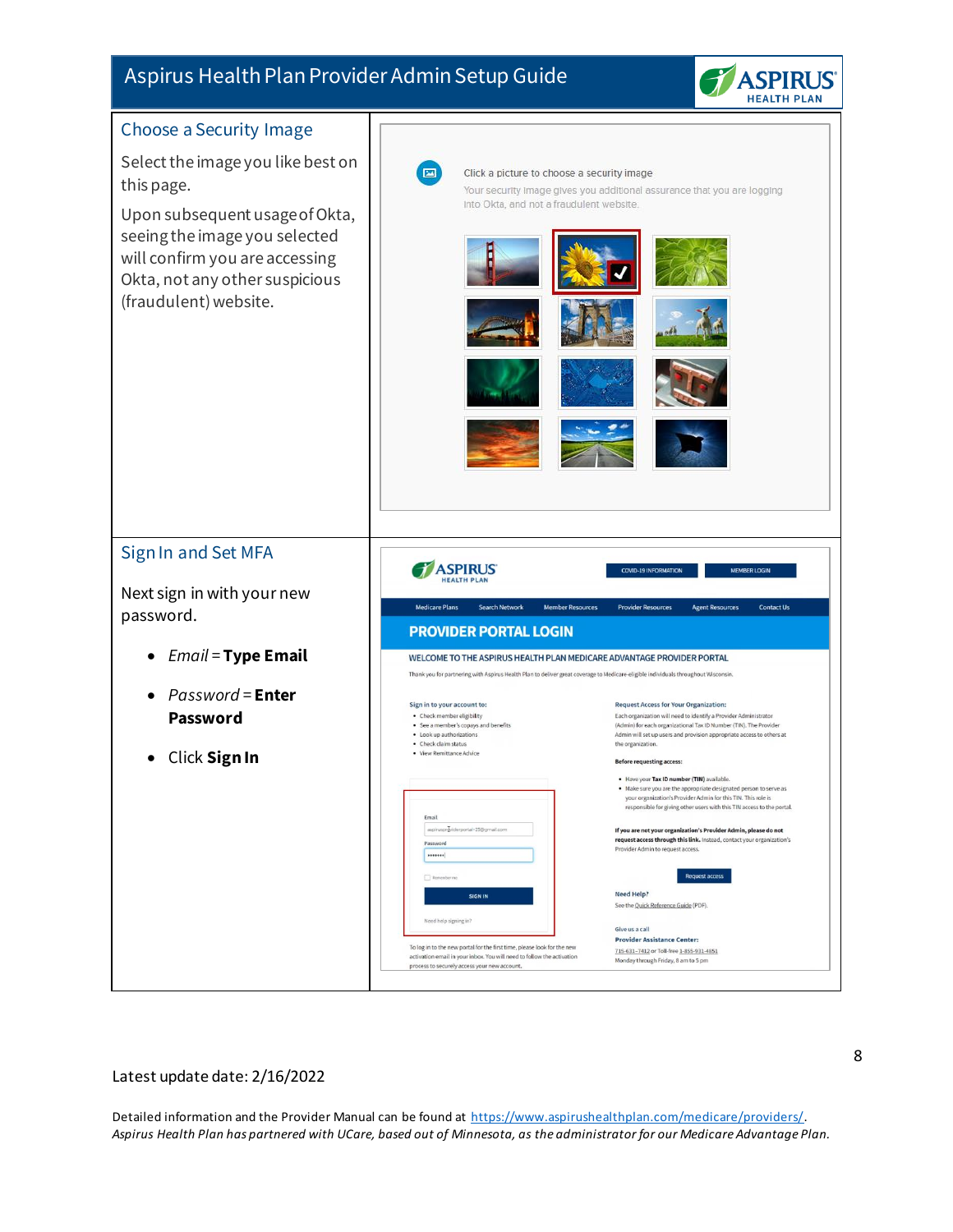## Choose a Security Image

Select the image you like best on this page.

Upon subsequent usage of Okta, seeing the image you selected will confirm you are accessing Okta, not any other suspicious (fraudulent) website.

## Sign In and Set MFA

Next sign in with your new password.

- *Email* = **Type Email**
- *Password* = **Enter Password**
- Click **Sign In**

Latest update date: 2/16/2022

Detailed information and the Provider Manual can be found at https://www.aspirushealthplan.com/medicare/providers/.
*Aspirus Health Plan has partnered with UCare, based out of Minnesota, as the administrator for our Medicare Advantage Plan.*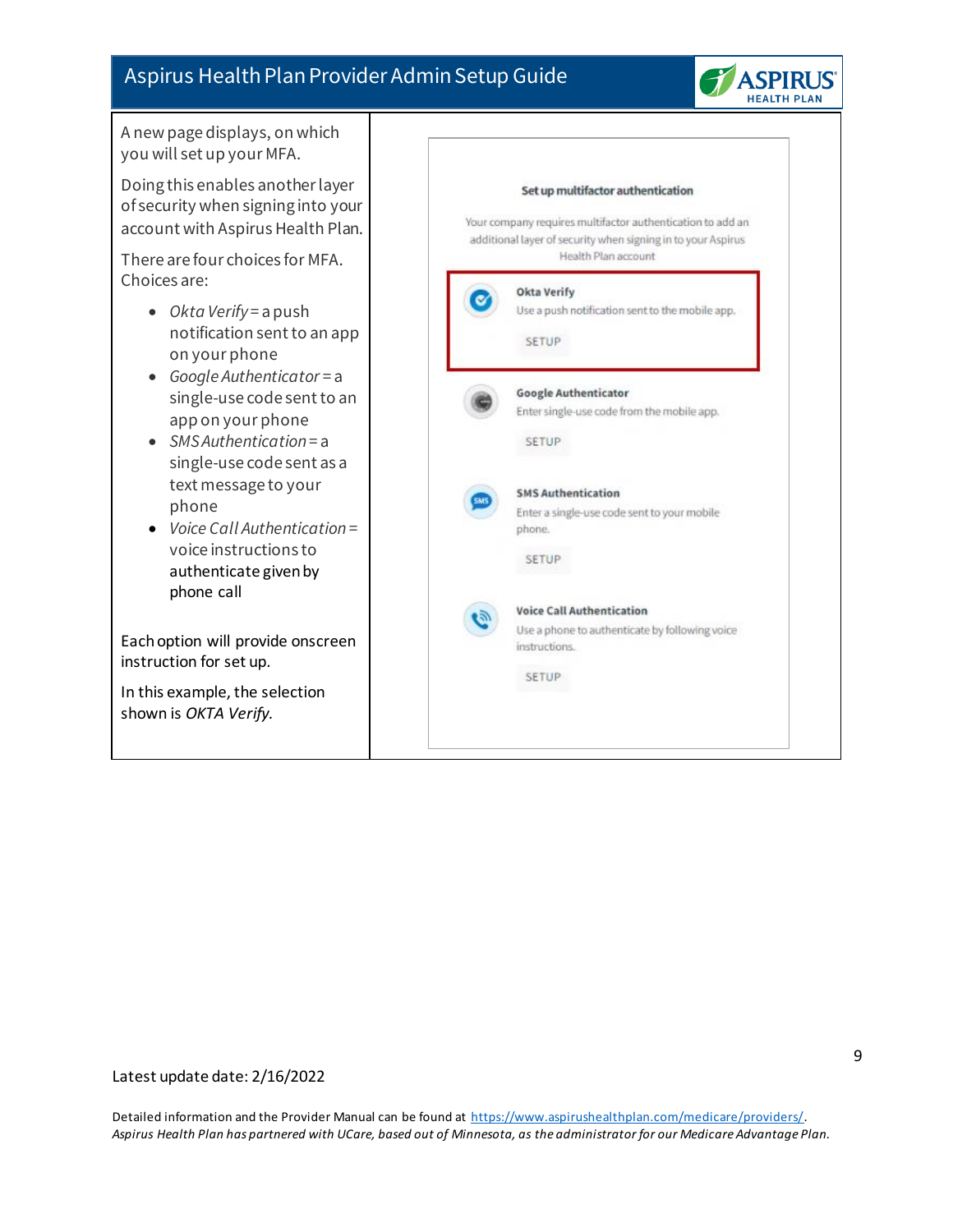A new page displays, on which you will set up your MFA.

Doing this enables another layer of security when signing into your account with Aspirus Health Plan.

There are four choices for MFA. Choices are:

- *Okta Verify* = a push notification sent to an app on your phone
- *Google Authenticator* = a single-use code sent to an app on your phone
- *SMS Authentication* = a single-use code sent as a text message to your phone
- *Voice Call Authentication* = voice instructions to authenticate given by phone call

Each option will provide onscreen instruction for set up.

In this example, the selection shown is *OKTA Verify*.

**Set up multifactor authentication**

Your company requires multifactor authentication to add an additional layer of security when signing in to your Aspirus Health Plan account

**Okta Verify**
Use a push notification sent to the mobile app.
SETUP

**Google Authenticator**
Enter single-use code from the mobile app.
SETUP

**SMS Authentication**
Enter a single-use code sent to your mobile phone.
SETUP

**Voice Call Authentication**
Use a phone to authenticate by following voice instructions.
SETUP

Latest update date: 2/16/2022

Detailed information and the Provider Manual can be found at https://www.aspirushealthplan.com/medicare/providers/.
*Aspirus Health Plan has partnered with UCare, based out of Minnesota, as the administrator for our Medicare Advantage Plan.*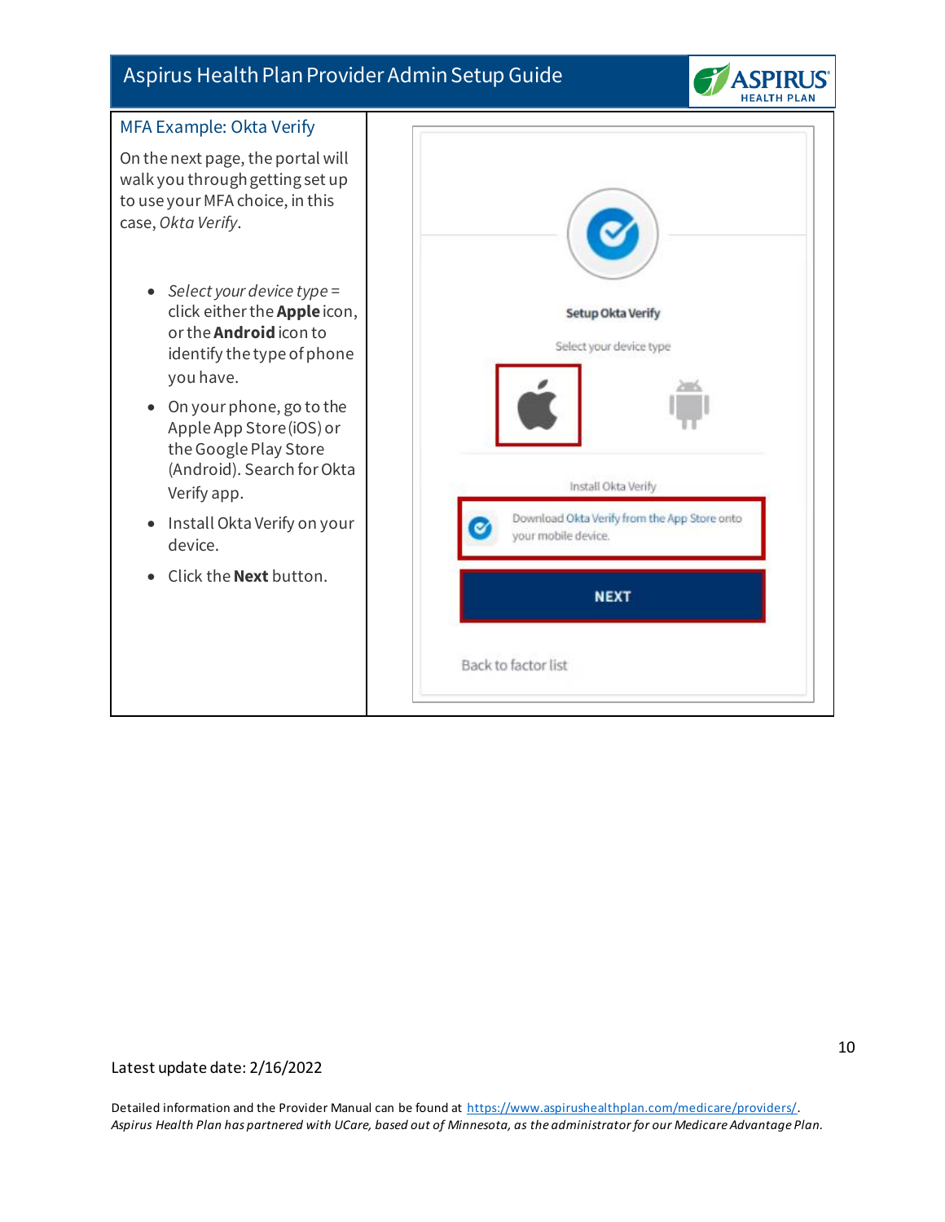## MFA Example: Okta Verify

On the next page, the portal will walk you through getting set up to use your MFA choice, in this case, *Okta Verify*.

- *Select your device type* = click either the **Apple** icon, or the **Android** icon to identify the type of phone you have.
- On your phone, go to the Apple App Store (iOS) or the Google Play Store (Android). Search for Okta Verify app.
- Install Okta Verify on your device.
- Click the **Next** button.

Setup Okta Verify

Select your device type

Install Okta Verify

Download Okta Verify from the App Store onto your mobile device.

NEXT

Back to factor list

Latest update date: 2/16/2022

Detailed information and the Provider Manual can be found at https://www.aspirushealthplan.com/medicare/providers/.
*Aspirus Health Plan has partnered with UCare, based out of Minnesota, as the administrator for our Medicare Advantage Plan.*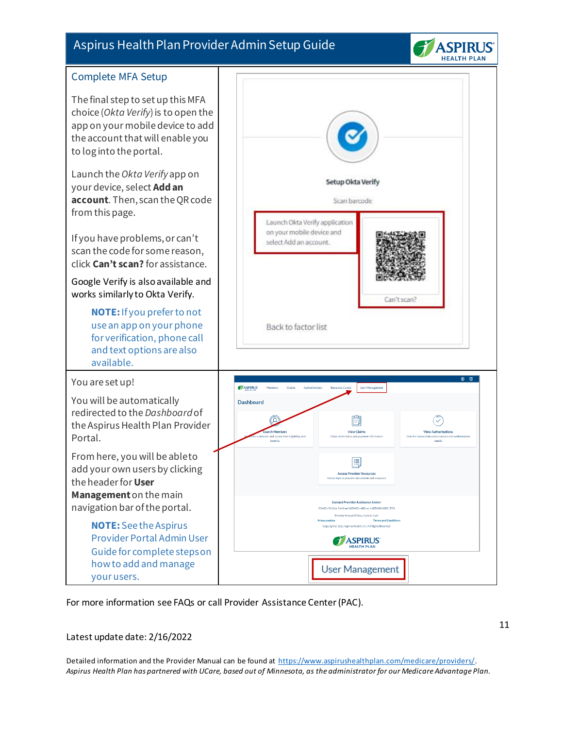## Complete MFA Setup

The final step to set up this MFA choice (*Okta Verify*) is to open the app on your mobile device to add the account that will enable you to log into the portal.

Launch the *Okta Verify* app on your device, select **Add an account**. Then, scan the QR code from this page.

If you have problems, or can't scan the code for some reason, click **Can't scan?** for assistance.

Google Verify is also available and works similarly to Okta Verify.

> **NOTE:** If you prefer to not use an app on your phone for verification, phone call and text options are also available.

Setup Okta Verify

Scan barcode

Launch Okta Verify application on your mobile device and select Add an account.

Can't scan?

Back to factor list

You are set up!

You will be automatically redirected to the *Dashboard* of the Aspirus Health Plan Provider Portal.

From here, you will be able to add your own users by clicking the header for **User Management** on the main navigation bar of the portal.

> **NOTE:** See the Aspirus Provider Portal Admin User Guide for complete steps on how to add and manage your users.

User Management

For more information see FAQs or call Provider Assistance Center (PAC).

Latest update date: 2/16/2022

Detailed information and the Provider Manual can be found at https://www.aspirushealthplan.com/medicare/providers/.
*Aspirus Health Plan has partnered with UCare, based out of Minnesota, as the administrator for our Medicare Advantage Plan.*